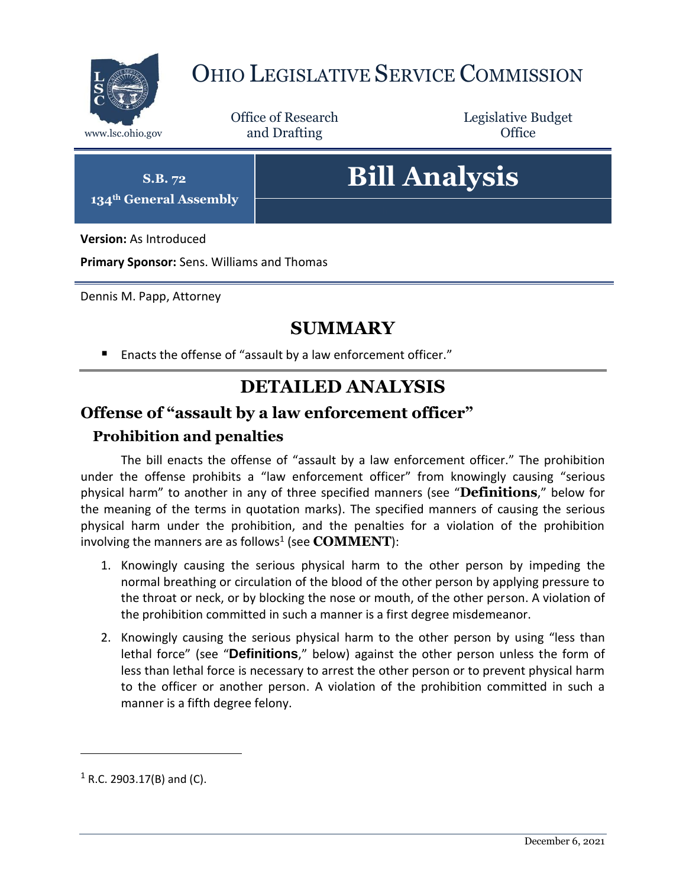# OHIO LEGISLATIVE SERVICE COMMISSION

www.lsc.ohio.gov

Office of Research and Drafting

Legislative Budget Office

**S.B. 72**
**134th General Assembly**

# Bill Analysis

**Version:** As Introduced

**Primary Sponsor:** Sens. Williams and Thomas

Dennis M. Papp, Attorney

## SUMMARY

- Enacts the offense of "assault by a law enforcement officer."

## DETAILED ANALYSIS

## Offense of "assault by a law enforcement officer"

### Prohibition and penalties

The bill enacts the offense of "assault by a law enforcement officer." The prohibition under the offense prohibits a "law enforcement officer" from knowingly causing "serious physical harm" to another in any of three specified manners (see "**Definitions**," below for the meaning of the terms in quotation marks). The specified manners of causing the serious physical harm under the prohibition, and the penalties for a violation of the prohibition involving the manners are as follows[1] (see **COMMENT**):

1. Knowingly causing the serious physical harm to the other person by impeding the normal breathing or circulation of the blood of the other person by applying pressure to the throat or neck, or by blocking the nose or mouth, of the other person. A violation of the prohibition committed in such a manner is a first degree misdemeanor.

2. Knowingly causing the serious physical harm to the other person by using "less than lethal force" (see "**Definitions**," below) against the other person unless the form of less than lethal force is necessary to arrest the other person or to prevent physical harm to the officer or another person. A violation of the prohibition committed in such a manner is a fifth degree felony.

[1] R.C. 2903.17(B) and (C).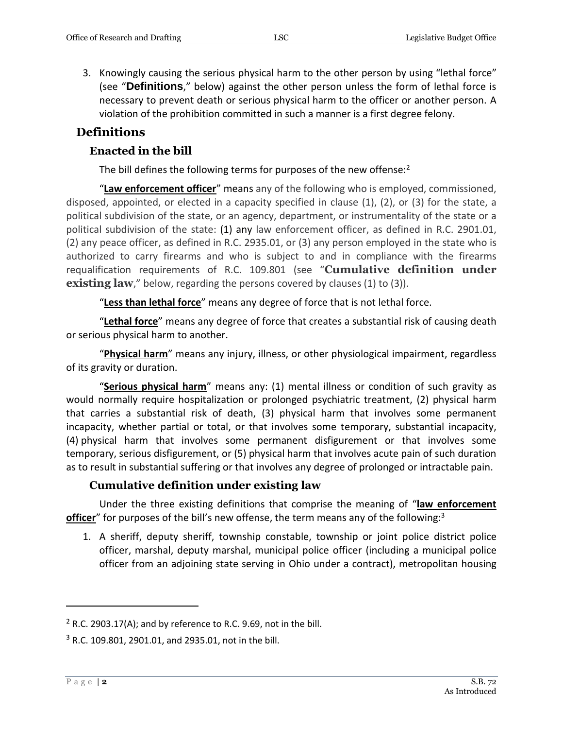3. Knowingly causing the serious physical harm to the other person by using "lethal force" (see "**Definitions**," below) against the other person unless the form of lethal force is necessary to prevent death or serious physical harm to the officer or another person. A violation of the prohibition committed in such a manner is a first degree felony.

## Definitions

### Enacted in the bill

The bill defines the following terms for purposes of the new offense:[2]

"**Law enforcement officer**" means any of the following who is employed, commissioned, disposed, appointed, or elected in a capacity specified in clause (1), (2), or (3) for the state, a political subdivision of the state, or an agency, department, or instrumentality of the state or a political subdivision of the state: (1) any law enforcement officer, as defined in R.C. 2901.01, (2) any peace officer, as defined in R.C. 2935.01, or (3) any person employed in the state who is authorized to carry firearms and who is subject to and in compliance with the firearms requalification requirements of R.C. 109.801 (see "**Cumulative definition under existing law**," below, regarding the persons covered by clauses (1) to (3)).

"**Less than lethal force**" means any degree of force that is not lethal force.

"**Lethal force**" means any degree of force that creates a substantial risk of causing death or serious physical harm to another.

"**Physical harm**" means any injury, illness, or other physiological impairment, regardless of its gravity or duration.

"**Serious physical harm**" means any: (1) mental illness or condition of such gravity as would normally require hospitalization or prolonged psychiatric treatment, (2) physical harm that carries a substantial risk of death, (3) physical harm that involves some permanent incapacity, whether partial or total, or that involves some temporary, substantial incapacity, (4) physical harm that involves some permanent disfigurement or that involves some temporary, serious disfigurement, or (5) physical harm that involves acute pain of such duration as to result in substantial suffering or that involves any degree of prolonged or intractable pain.

### Cumulative definition under existing law

Under the three existing definitions that comprise the meaning of "**law enforcement officer**" for purposes of the bill's new offense, the term means any of the following:[3]

1. A sheriff, deputy sheriff, township constable, township or joint police district police officer, marshal, deputy marshal, municipal police officer (including a municipal police officer from an adjoining state serving in Ohio under a contract), metropolitan housing

[2] R.C. 2903.17(A); and by reference to R.C. 9.69, not in the bill.

[3] R.C. 109.801, 2901.01, and 2935.01, not in the bill.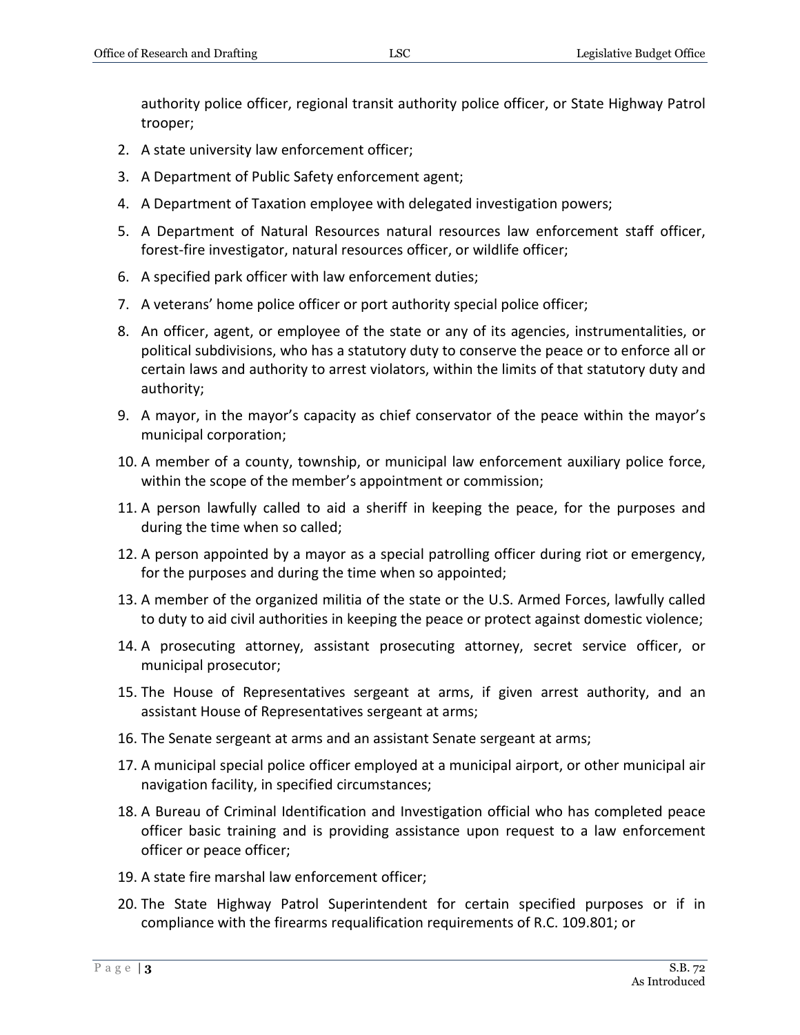authority police officer, regional transit authority police officer, or State Highway Patrol trooper;

2. A state university law enforcement officer;
3. A Department of Public Safety enforcement agent;
4. A Department of Taxation employee with delegated investigation powers;
5. A Department of Natural Resources natural resources law enforcement staff officer, forest-fire investigator, natural resources officer, or wildlife officer;
6. A specified park officer with law enforcement duties;
7. A veterans' home police officer or port authority special police officer;
8. An officer, agent, or employee of the state or any of its agencies, instrumentalities, or political subdivisions, who has a statutory duty to conserve the peace or to enforce all or certain laws and authority to arrest violators, within the limits of that statutory duty and authority;
9. A mayor, in the mayor's capacity as chief conservator of the peace within the mayor's municipal corporation;
10. A member of a county, township, or municipal law enforcement auxiliary police force, within the scope of the member's appointment or commission;
11. A person lawfully called to aid a sheriff in keeping the peace, for the purposes and during the time when so called;
12. A person appointed by a mayor as a special patrolling officer during riot or emergency, for the purposes and during the time when so appointed;
13. A member of the organized militia of the state or the U.S. Armed Forces, lawfully called to duty to aid civil authorities in keeping the peace or protect against domestic violence;
14. A prosecuting attorney, assistant prosecuting attorney, secret service officer, or municipal prosecutor;
15. The House of Representatives sergeant at arms, if given arrest authority, and an assistant House of Representatives sergeant at arms;
16. The Senate sergeant at arms and an assistant Senate sergeant at arms;
17. A municipal special police officer employed at a municipal airport, or other municipal air navigation facility, in specified circumstances;
18. A Bureau of Criminal Identification and Investigation official who has completed peace officer basic training and is providing assistance upon request to a law enforcement officer or peace officer;
19. A state fire marshal law enforcement officer;
20. The State Highway Patrol Superintendent for certain specified purposes or if in compliance with the firearms requalification requirements of R.C. 109.801; or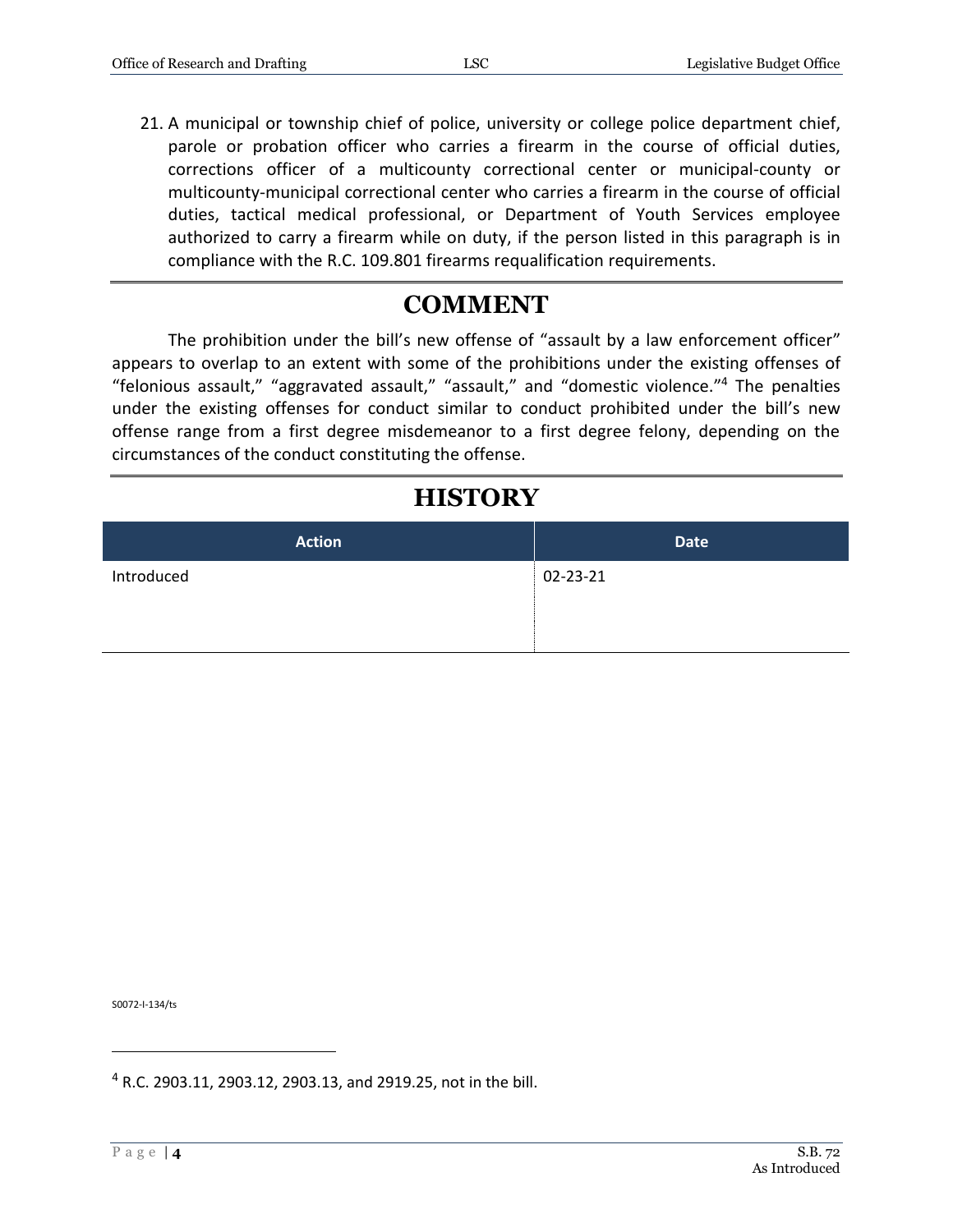21. A municipal or township chief of police, university or college police department chief, parole or probation officer who carries a firearm in the course of official duties, corrections officer of a multicounty correctional center or municipal-county or multicounty-municipal correctional center who carries a firearm in the course of official duties, tactical medical professional, or Department of Youth Services employee authorized to carry a firearm while on duty, if the person listed in this paragraph is in compliance with the R.C. 109.801 firearms requalification requirements.

# COMMENT

The prohibition under the bill's new offense of "assault by a law enforcement officer" appears to overlap to an extent with some of the prohibitions under the existing offenses of "felonious assault," "aggravated assault," "assault," and "domestic violence."[4] The penalties under the existing offenses for conduct similar to conduct prohibited under the bill's new offense range from a first degree misdemeanor to a first degree felony, depending on the circumstances of the conduct constituting the offense.

# HISTORY

| Action | Date |
|---|---|
| Introduced | 02-23-21 |

S0072-I-134/ts

[4] R.C. 2903.11, 2903.12, 2903.13, and 2919.25, not in the bill.